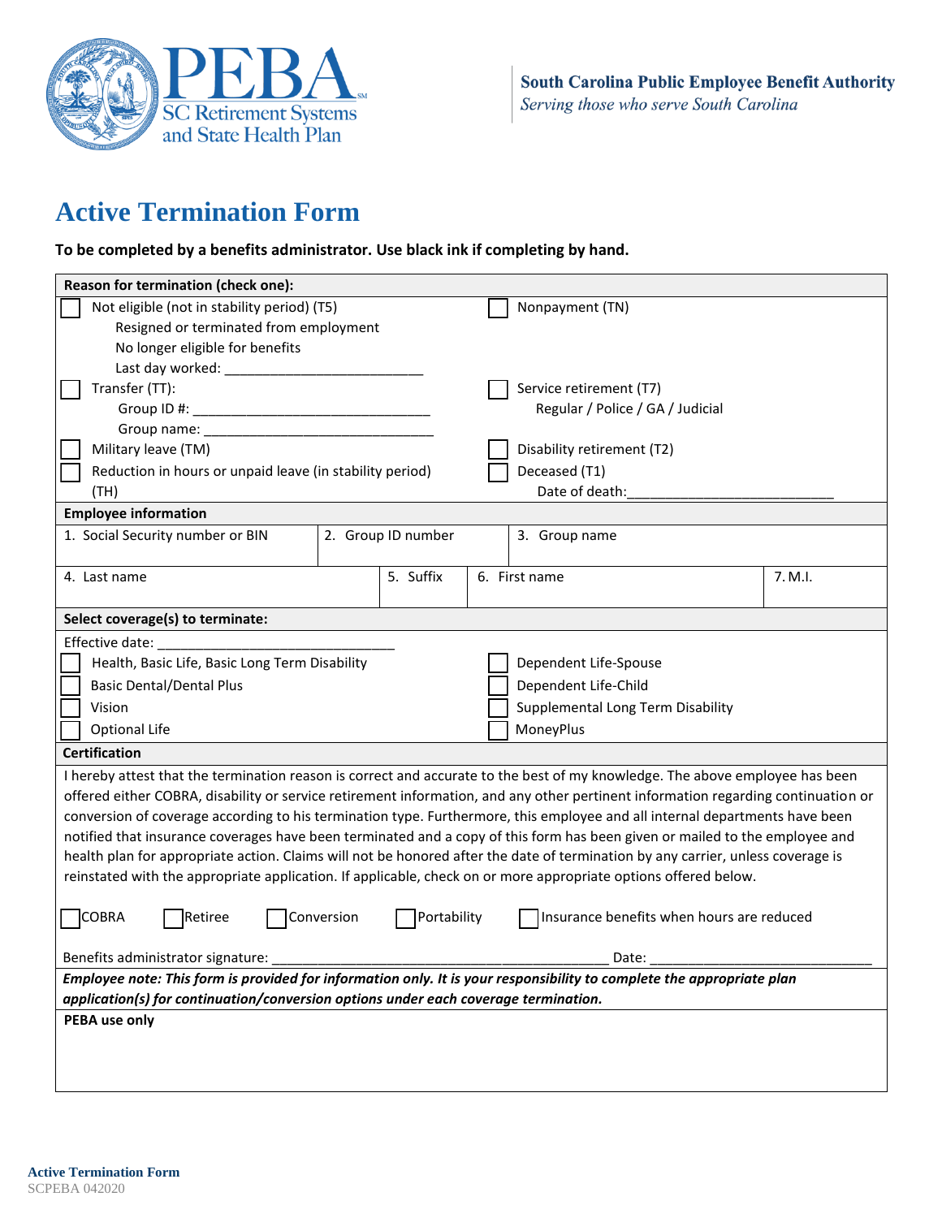**South Carolina Public Employee Benefit Authority**
*Serving those who serve South Carolina*

# Active Termination Form

**To be completed by a benefits administrator. Use black ink if completing by hand.**

## Reason for termination (check one):

- ☐ Not eligible (not in stability period) (T5)
  - Resigned or terminated from employment
  - No longer eligible for benefits
  - Last day worked: __________________________
- ☐ Transfer (TT):
  - Group ID #: _______________________________
  - Group name: ______________________________
- ☐ Military leave (TM)
- ☐ Reduction in hours or unpaid leave (in stability period) (TH)
- ☐ Nonpayment (TN)
- ☐ Service retirement (T7)
  - Regular / Police / GA / Judicial
- ☐ Disability retirement (T2)
- ☐ Deceased (T1)
  - Date of death:___________________________

## Employee information

| 1. Social Security number or BIN | 2. Group ID number | 3. Group name |
|---|---|---|
| | | |

| 4. Last name | 5. Suffix | 6. First name | 7. M.I. |
|---|---|---|---|
| | | | |

## Select coverage(s) to terminate:

Effective date: ______________________________

- ☐ Health, Basic Life, Basic Long Term Disability
- ☐ Basic Dental/Dental Plus
- ☐ Vision
- ☐ Optional Life
- ☐ Dependent Life-Spouse
- ☐ Dependent Life-Child
- ☐ Supplemental Long Term Disability
- ☐ MoneyPlus

## Certification

I hereby attest that the termination reason is correct and accurate to the best of my knowledge. The above employee has been offered either COBRA, disability or service retirement information, and any other pertinent information regarding continuation or conversion of coverage according to his termination type. Furthermore, this employee and all internal departments have been notified that insurance coverages have been terminated and a copy of this form has been given or mailed to the employee and health plan for appropriate action. Claims will not be honored after the date of termination by any carrier, unless coverage is reinstated with the appropriate application. If applicable, check on or more appropriate options offered below.

☐ COBRA ☐ Retiree ☐ Conversion ☐ Portability ☐ Insurance benefits when hours are reduced

Benefits administrator signature: ____________________________________________ Date: ____________________________

***Employee note: This form is provided for information only. It is your responsibility to complete the appropriate plan application(s) for continuation/conversion options under each coverage termination.***

**PEBA use only**

Active Termination Form
SCPEBA 042020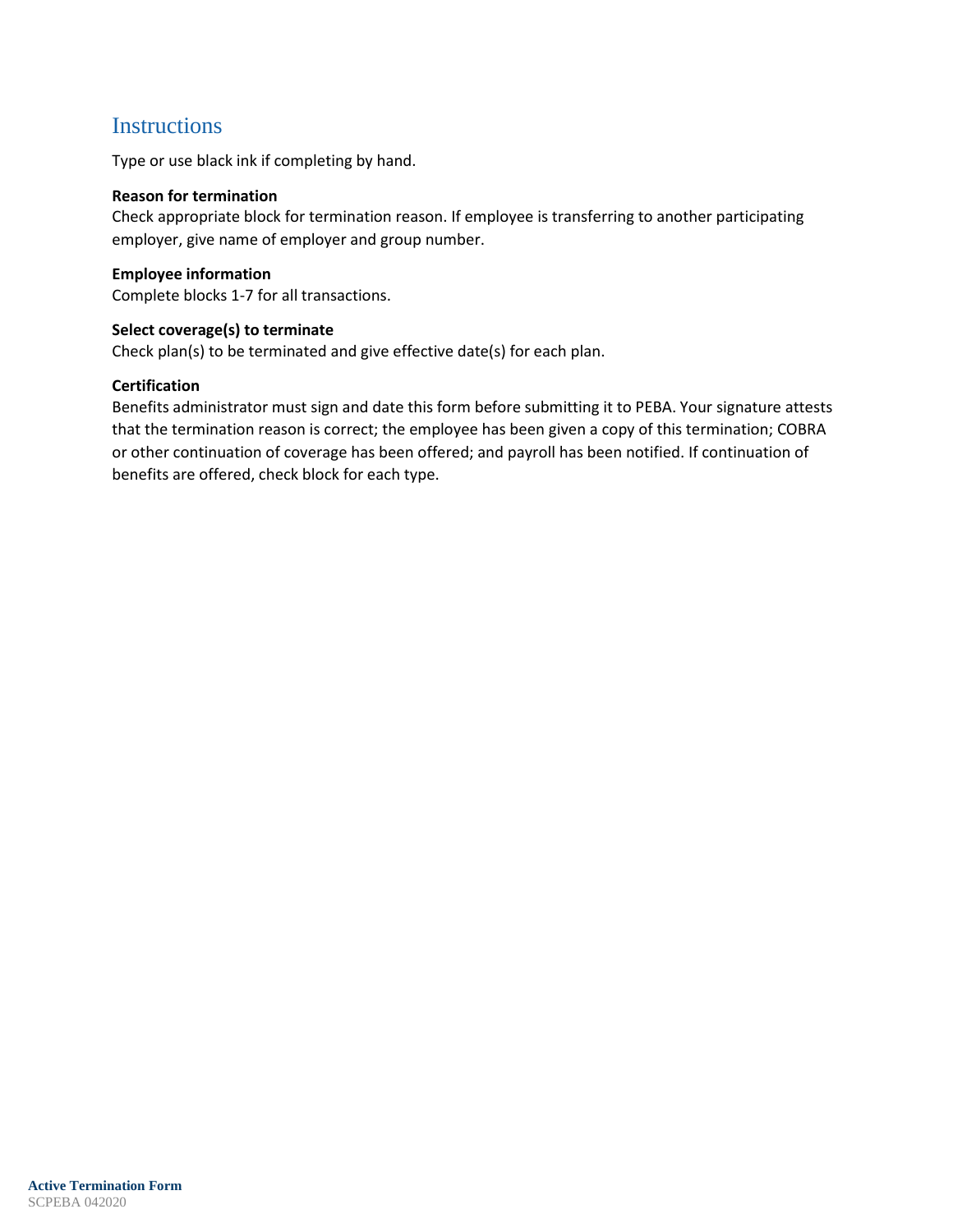## Instructions

Type or use black ink if completing by hand.

**Reason for termination**

Check appropriate block for termination reason. If employee is transferring to another participating employer, give name of employer and group number.

**Employee information**

Complete blocks 1-7 for all transactions.

**Select coverage(s) to terminate**

Check plan(s) to be terminated and give effective date(s) for each plan.

**Certification**

Benefits administrator must sign and date this form before submitting it to PEBA. Your signature attests that the termination reason is correct; the employee has been given a copy of this termination; COBRA or other continuation of coverage has been offered; and payroll has been notified. If continuation of benefits are offered, check block for each type.